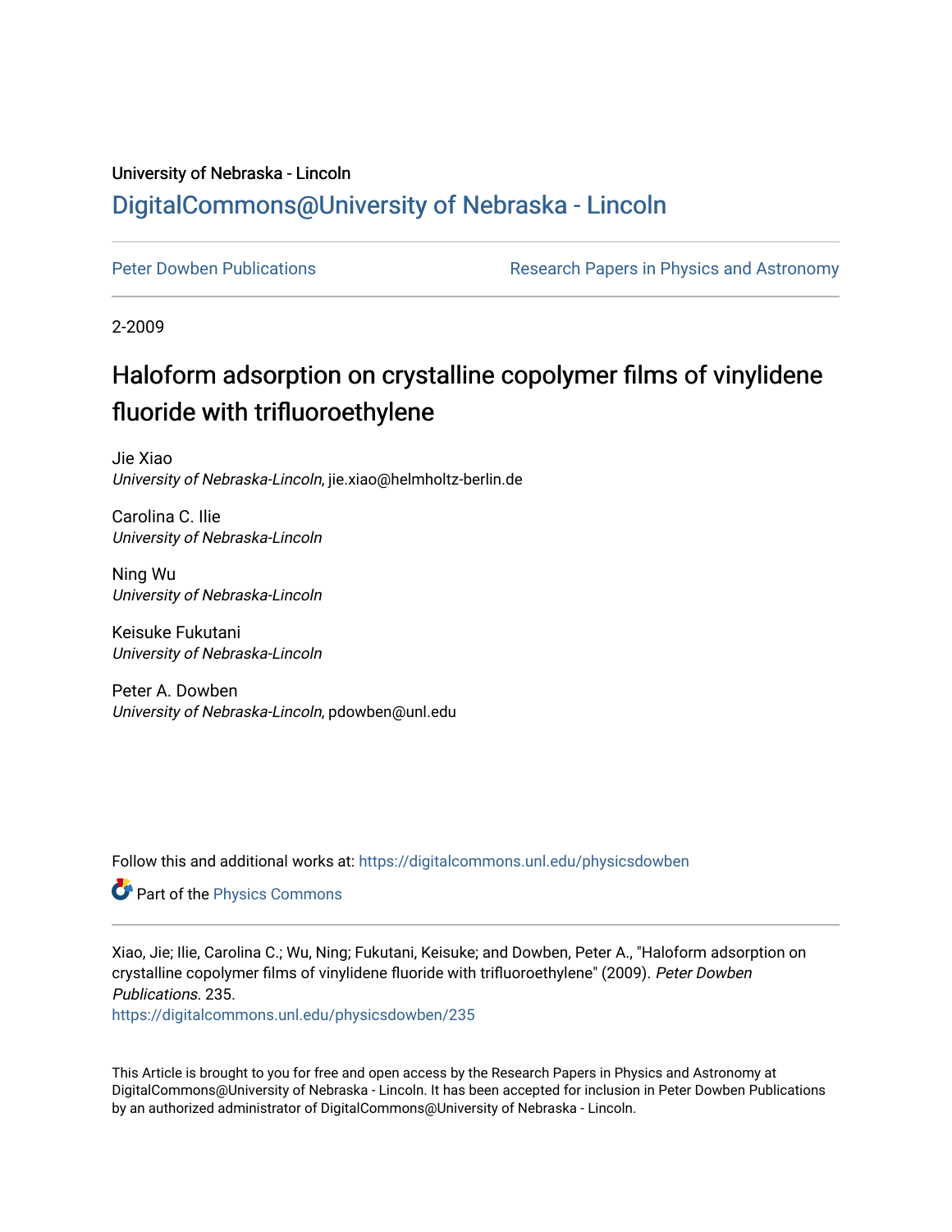University of Nebraska - Lincoln

## DigitalCommons@University of Nebraska - Lincoln

Peter Dowben Publications

Research Papers in Physics and Astronomy

2-2009

# Haloform adsorption on crystalline copolymer films of vinylidene fluoride with trifluoroethylene

Jie Xiao
*University of Nebraska-Lincoln*, jie.xiao@helmholtz-berlin.de

Carolina C. Ilie
*University of Nebraska-Lincoln*

Ning Wu
*University of Nebraska-Lincoln*

Keisuke Fukutani
*University of Nebraska-Lincoln*

Peter A. Dowben
*University of Nebraska-Lincoln*, pdowben@unl.edu

Follow this and additional works at: https://digitalcommons.unl.edu/physicsdowben

Part of the Physics Commons

Xiao, Jie; Ilie, Carolina C.; Wu, Ning; Fukutani, Keisuke; and Dowben, Peter A., "Haloform adsorption on crystalline copolymer films of vinylidene fluoride with trifluoroethylene" (2009). *Peter Dowben Publications*. 235.
https://digitalcommons.unl.edu/physicsdowben/235

This Article is brought to you for free and open access by the Research Papers in Physics and Astronomy at DigitalCommons@University of Nebraska - Lincoln. It has been accepted for inclusion in Peter Dowben Publications by an authorized administrator of DigitalCommons@University of Nebraska - Lincoln.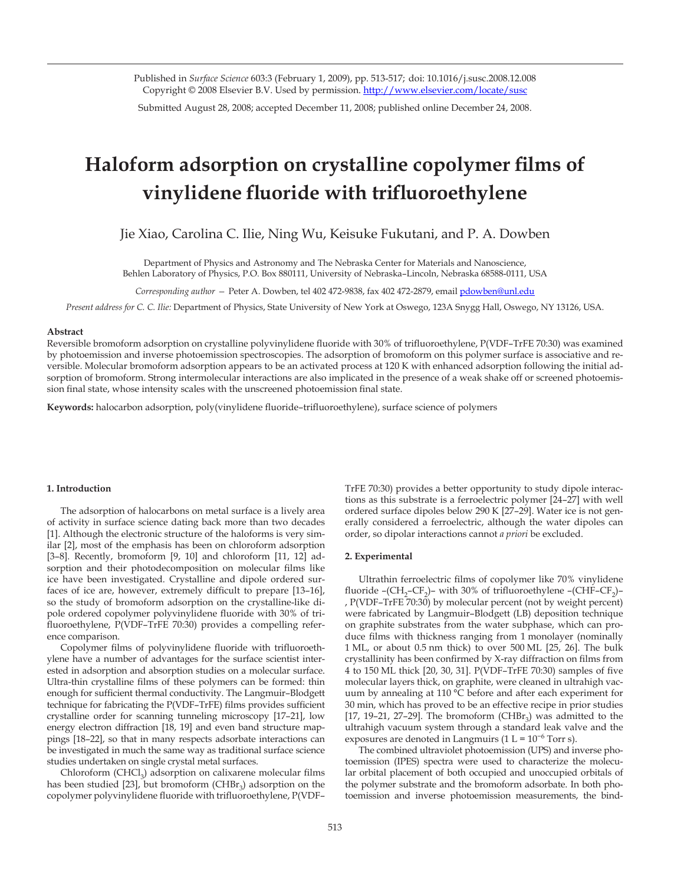Published in *Surface Science* 603:3 (February 1, 2009), pp. 513-517; doi: 10.1016/j.susc.2008.12.008
Copyright © 2008 Elsevier B.V. Used by permission. http://www.elsevier.com/locate/susc

Submitted August 28, 2008; accepted December 11, 2008; published online December 24, 2008.

# Haloform adsorption on crystalline copolymer films of vinylidene fluoride with trifluoroethylene

Jie Xiao, Carolina C. Ilie, Ning Wu, Keisuke Fukutani, and P. A. Dowben

Department of Physics and Astronomy and The Nebraska Center for Materials and Nanoscience,
Behlen Laboratory of Physics, P.O. Box 880111, University of Nebraska–Lincoln, Nebraska 68588-0111, USA

*Corresponding author* — Peter A. Dowben, tel 402 472-9838, fax 402 472-2879, email pdowben@unl.edu

*Present address for C. C. Ilie:* Department of Physics, State University of New York at Oswego, 123A Snygg Hall, Oswego, NY 13126, USA.

**Abstract**

Reversible bromoform adsorption on crystalline polyvinylidene fluoride with 30% of trifluoroethylene, P(VDF–TrFE 70:30) was examined by photoemission and inverse photoemission spectroscopies. The adsorption of bromoform on this polymer surface is associative and reversible. Molecular bromoform adsorption appears to be an activated process at 120 K with enhanced adsorption following the initial adsorption of bromoform. Strong intermolecular interactions are also implicated in the presence of a weak shake off or screened photoemission final state, whose intensity scales with the unscreened photoemission final state.

**Keywords:** halocarbon adsorption, poly(vinylidene fluoride–trifluoroethylene), surface science of polymers

## 1. Introduction

The adsorption of halocarbons on metal surface is a lively area of activity in surface science dating back more than two decades [1]. Although the electronic structure of the haloforms is very similar [2], most of the emphasis has been on chloroform adsorption [3–8]. Recently, bromoform [9, 10] and chloroform [11, 12] adsorption and their photodecomposition on molecular films like ice have been investigated. Crystalline and dipole ordered surfaces of ice are, however, extremely difficult to prepare [13–16], so the study of bromoform adsorption on the crystalline-like dipole ordered copolymer polyvinylidene fluoride with 30% of trifluoroethylene, P(VDF–TrFE 70:30) provides a compelling reference comparison.

Copolymer films of polyvinylidene fluoride with trifluoroethylene have a number of advantages for the surface scientist interested in adsorption and absorption studies on a molecular surface. Ultra-thin crystalline films of these polymers can be formed: thin enough for sufficient thermal conductivity. The Langmuir–Blodgett technique for fabricating the P(VDF–TrFE) films provides sufficient crystalline order for scanning tunneling microscopy [17–21], low energy electron diffraction [18, 19] and even band structure mappings [18–22], so that in many respects adsorbate interactions can be investigated in much the same way as traditional surface science studies undertaken on single crystal metal surfaces.

Chloroform ($CHCl_3$) adsorption on calixarene molecular films has been studied [23], but bromoform ($CHBr_3$) adsorption on the copolymer polyvinylidene fluoride with trifluoroethylene, P(VDF–TrFE 70:30) provides a better opportunity to study dipole interactions as this substrate is a ferroelectric polymer [24–27] with well ordered surface dipoles below 290 K [27–29]. Water ice is not generally considered a ferroelectric, although the water dipoles can order, so dipolar interactions cannot *a priori* be excluded.

## 2. Experimental

Ultrathin ferroelectric films of copolymer like 70% vinylidene fluoride –($CH_2$–$CF_2$)– with 30% of trifluoroethylene –(CHF–$CF_2$)–, P(VDF–TrFE 70:30) by molecular percent (not by weight percent) were fabricated by Langmuir–Blodgett (LB) deposition technique on graphite substrates from the water subphase, which can produce films with thickness ranging from 1 monolayer (nominally 1 ML, or about 0.5 nm thick) to over 500 ML [25, 26]. The bulk crystallinity has been confirmed by X-ray diffraction on films from 4 to 150 ML thick [20, 30, 31]. P(VDF–TrFE 70:30) samples of five molecular layers thick, on graphite, were cleaned in ultrahigh vacuum by annealing at 110 °C before and after each experiment for 30 min, which has proved to be an effective recipe in prior studies [17, 19–21, 27–29]. The bromoform ($CHBr_3$) was admitted to the ultrahigh vacuum system through a standard leak valve and the exposures are denoted in Langmuirs (1 L = $10^{-6}$ Torr s).

The combined ultraviolet photoemission (UPS) and inverse photoemission (IPES) spectra were used to characterize the molecular orbital placement of both occupied and unoccupied orbitals of the polymer substrate and the bromoform adsorbate. In both photoemission and inverse photoemission measurements, the bind-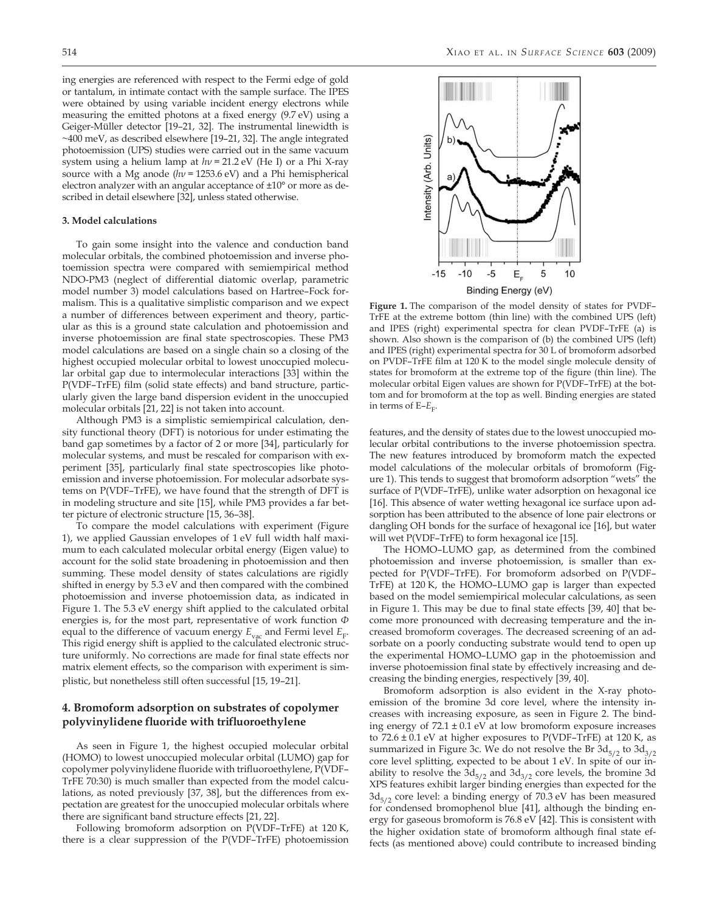ing energies are referenced with respect to the Fermi edge of gold or tantalum, in intimate contact with the sample surface. The IPES were obtained by using variable incident energy electrons while measuring the emitted photons at a fixed energy (9.7 eV) using a Geiger-Müller detector [19–21, 32]. The instrumental linewidth is ~400 meV, as described elsewhere [19–21, 32]. The angle integrated photoemission (UPS) studies were carried out in the same vacuum system using a helium lamp at $h\nu = 21.2$ eV (He I) or a Phi X-ray source with a Mg anode ($h\nu = 1253.6$ eV) and a Phi hemispherical electron analyzer with an angular acceptance of ±10° or more as described in detail elsewhere [32], unless stated otherwise.

### 3. Model calculations

To gain some insight into the valence and conduction band molecular orbitals, the combined photoemission and inverse photoemission spectra were compared with semiempirical method NDO-PM3 (neglect of differential diatomic overlap, parametric model number 3) model calculations based on Hartree–Fock formalism. This is a qualitative simplistic comparison and we expect a number of differences between experiment and theory, particular as this is a ground state calculation and photoemission and inverse photoemission are final state spectroscopies. These PM3 model calculations are based on a single chain so a closing of the highest occupied molecular orbital to lowest unoccupied molecular orbital gap due to intermolecular interactions [33] within the P(VDF–TrFE) film (solid state effects) and band structure, particularly given the large band dispersion evident in the unoccupied molecular orbitals [21, 22] is not taken into account.

Although PM3 is a simplistic semiempirical calculation, density functional theory (DFT) is notorious for under estimating the band gap sometimes by a factor of 2 or more [34], particularly for molecular systems, and must be rescaled for comparison with experiment [35], particularly final state spectroscopies like photoemission and inverse photoemission. For molecular adsorbate systems on P(VDF–TrFE), we have found that the strength of DFT is in modeling structure and site [15], while PM3 provides a far better picture of electronic structure [15, 36–38].

To compare the model calculations with experiment (Figure 1), we applied Gaussian envelopes of 1 eV full width half maximum to each calculated molecular orbital energy (Eigen value) to account for the solid state broadening in photoemission and then summing. These model density of states calculations are rigidly shifted in energy by 5.3 eV and then compared with the combined photoemission and inverse photoemission data, as indicated in Figure 1. The 5.3 eV energy shift applied to the calculated orbital energies is, for the most part, representative of work function $\Phi$ equal to the difference of vacuum energy $E_{vac}$ and Fermi level $E_F$. This rigid energy shift is applied to the calculated electronic structure uniformly. No corrections are made for final state effects nor matrix element effects, so the comparison with experiment is simplistic, but nonetheless still often successful [15, 19–21].

## 4. Bromoform adsorption on substrates of copolymer polyvinylidene fluoride with trifluoroethylene

As seen in Figure 1, the highest occupied molecular orbital (HOMO) to lowest unoccupied molecular orbital (LUMO) gap for copolymer polyvinylidene fluoride with trifluoroethylene, P(VDF–TrFE 70:30) is much smaller than expected from the model calculations, as noted previously [37, 38], but the differences from expectation are greatest for the unoccupied molecular orbitals where there are significant band structure effects [21, 22].

Following bromoform adsorption on P(VDF–TrFE) at 120 K, there is a clear suppression of the P(VDF–TrFE) photoemission features, and the density of states due to the lowest unoccupied molecular orbital contributions to the inverse photoemission spectra. The new features introduced by bromoform match the expected model calculations of the molecular orbitals of bromoform (Figure 1). This tends to suggest that bromoform adsorption "wets" the surface of P(VDF–TrFE), unlike water adsorption on hexagonal ice [16]. This absence of water wetting hexagonal ice surface upon adsorption has been attributed to the absence of lone pair electrons or dangling OH bonds for the surface of hexagonal ice [16], but water will wet P(VDF–TrFE) to form hexagonal ice [15].

The HOMO–LUMO gap, as determined from the combined photoemission and inverse photoemission, is smaller than expected for P(VDF–TrFE). For bromoform adsorbed on P(VDF–TrFE) at 120 K, the HOMO–LUMO gap is larger than expected based on the model semiempirical molecular calculations, as seen in Figure 1. This may be due to final state effects [39, 40] that become more pronounced with decreasing temperature and the increased bromoform coverages. The decreased screening of an adsorbate on a poorly conducting substrate would tend to open up the experimental HOMO–LUMO gap in the photoemission and inverse photoemission final state by effectively increasing and decreasing the binding energies, respectively [39, 40].

Bromoform adsorption is also evident in the X-ray photoemission of the bromine 3d core level, where the intensity increases with increasing exposure, as seen in Figure 2. The binding energy of 72.1 ± 0.1 eV at low bromoform exposure increases to 72.6 ± 0.1 eV at higher exposures to P(VDF–TrFE) at 120 K, as summarized in Figure 3c. We do not resolve the Br $3d_{5/2}$ to $3d_{3/2}$ core level splitting, expected to be about 1 eV. In spite of our inability to resolve the $3d_{5/2}$ and $3d_{3/2}$ core levels, the bromine 3d XPS features exhibit larger binding energies than expected for the $3d_{5/2}$ core level: a binding energy of 70.3 eV has been measured for condensed bromophenol blue [41], although the binding energy for gaseous bromoform is 76.8 eV [42]. This is consistent with the higher oxidation state of bromoform although final state effects (as mentioned above) could contribute to increased binding

**Figure 1.** The comparison of the model density of states for PVDF–TrFE at the extreme bottom (thin line) with the combined UPS (left) and IPES (right) experimental spectra for clean PVDF–TrFE (a) is shown. Also shown is the comparison of (b) the combined UPS (left) and IPES (right) experimental spectra for 30 L of bromoform adsorbed on PVDF–TrFE film at 120 K to the model single molecule density of states for bromoform at the extreme top of the figure (thin line). The molecular orbital Eigen values are shown for P(VDF–TrFE) at the bottom and for bromoform at the top as well. Binding energies are stated in terms of E–$E_F$.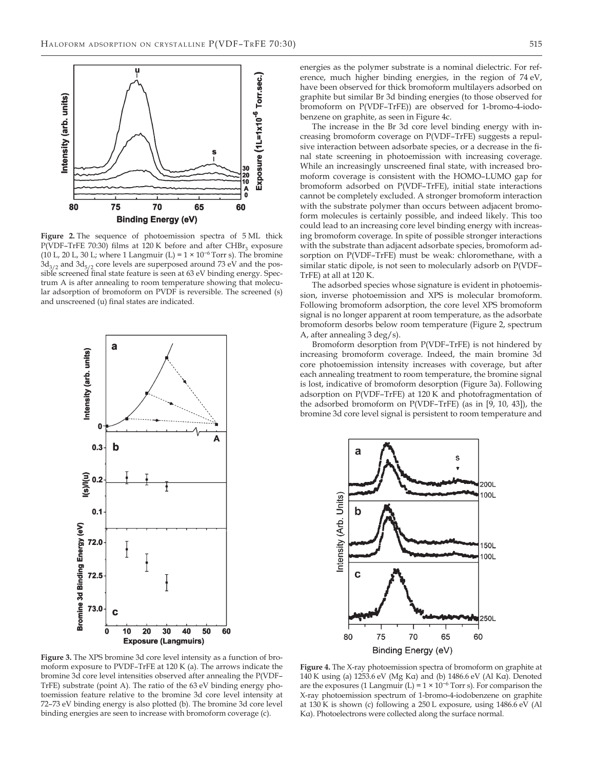Figure 2. The sequence of photoemission spectra of 5 ML thick P(VDF–TrFE 70:30) films at 120 K before and after $CHBr_3$ exposure (10 L, 20 L, 30 L; where 1 Langmuir (L) = 1 × $10^{-6}$ Torr s). The bromine $3d_{3/2}$ and $3d_{5/2}$ core levels are superposed around 73 eV and the possible screened final state feature is seen at 63 eV binding energy. Spectrum A is after annealing to room temperature showing that molecular adsorption of bromoform on PVDF is reversible. The screened (s) and unscreened (u) final states are indicated.

Figure 3. The XPS bromine 3d core level intensity as a function of bromoform exposure to PVDF–TrFE at 120 K (a). The arrows indicate the bromine 3d core level intensities observed after annealing the P(VDF–TrFE) substrate (point A). The ratio of the 63 eV binding energy photoemission feature relative to the bromine 3d core level intensity at 72–73 eV binding energy is also plotted (b). The bromine 3d core level binding energies are seen to increase with bromoform coverage (c).

energies as the polymer substrate is a nominal dielectric. For reference, much higher binding energies, in the region of 74 eV, have been observed for thick bromoform multilayers adsorbed on graphite but similar Br 3d binding energies (to those observed for bromoform on P(VDF–TrFE)) are observed for 1-bromo-4-iodobenzene on graphite, as seen in Figure 4c.

The increase in the Br 3d core level binding energy with increasing bromoform coverage on P(VDF–TrFE) suggests a repulsive interaction between adsorbate species, or a decrease in the final state screening in photoemission with increasing coverage. While an increasingly unscreened final state, with increased bromoform coverage is consistent with the HOMO–LUMO gap for bromoform adsorbed on P(VDF–TrFE), initial state interactions cannot be completely excluded. A stronger bromoform interaction with the substrate polymer than occurs between adjacent bromoform molecules is certainly possible, and indeed likely. This too could lead to an increasing core level binding energy with increasing bromoform coverage. In spite of possible stronger interactions with the substrate than adjacent adsorbate species, bromoform adsorption on P(VDF–TrFE) must be weak: chloromethane, with a similar static dipole, is not seen to molecularly adsorb on P(VDF–TrFE) at all at 120 K.

The adsorbed species whose signature is evident in photoemission, inverse photoemission and XPS is molecular bromoform. Following bromoform adsorption, the core level XPS bromoform signal is no longer apparent at room temperature, as the adsorbate bromoform desorbs below room temperature (Figure 2, spectrum A, after annealing 3 deg/s).

Bromoform desorption from P(VDF–TrFE) is not hindered by increasing bromoform coverage. Indeed, the main bromine 3d core photoemission intensity increases with coverage, but after each annealing treatment to room temperature, the bromine signal is lost, indicative of bromoform desorption (Figure 3a). Following adsorption on P(VDF–TrFE) at 120 K and photofragmentation of the adsorbed bromoform on P(VDF–TrFE) (as in [9, 10, 43]), the bromine 3d core level signal is persistent to room temperature and

Figure 4. The X-ray photoemission spectra of bromoform on graphite at 140 K using (a) 1253.6 eV (Mg Kα) and (b) 1486.6 eV (Al Kα). Denoted are the exposures (1 Langmuir (L) = 1 × $10^{-6}$ Torr s). For comparison the X-ray photoemission spectrum of 1-bromo-4-iodobenzene on graphite at 130 K is shown (c) following a 250 L exposure, using 1486.6 eV (Al Kα). Photoelectrons were collected along the surface normal.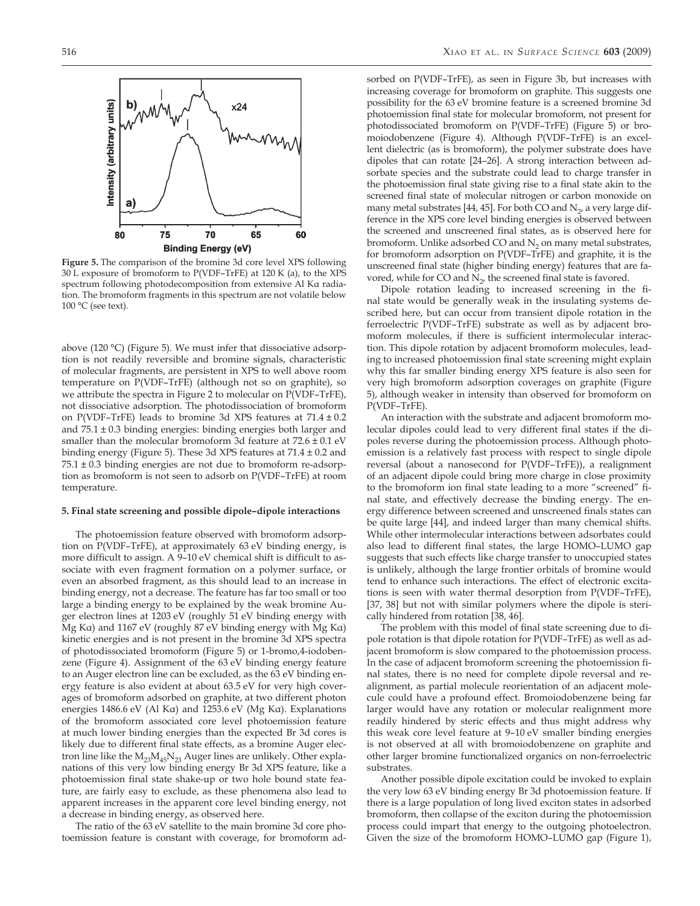**Figure 5.** The comparison of the bromine 3d core level XPS following 30 L exposure of bromoform to P(VDF–TrFE) at 120 K (a), to the XPS spectrum following photodecomposition from extensive Al Kα radiation. The bromoform fragments in this spectrum are not volatile below 100 °C (see text).

above (120 °C) (Figure 5). We must infer that dissociative adsorption is not readily reversible and bromine signals, characteristic of molecular fragments, are persistent in XPS to well above room temperature on P(VDF–TrFE) (although not so on graphite), so we attribute the spectra in Figure 2 to molecular on P(VDF–TrFE), not dissociative adsorption. The photodissociation of bromoform on P(VDF–TrFE) leads to bromine 3d XPS features at 71.4 ± 0.2 and 75.1 ± 0.3 binding energies: binding energies both larger and smaller than the molecular bromoform 3d feature at 72.6 ± 0.1 eV binding energy (Figure 5). These 3d XPS features at 71.4 ± 0.2 and 75.1 ± 0.3 binding energies are not due to bromoform re-adsorption as bromoform is not seen to adsorb on P(VDF–TrFE) at room temperature.

## 5. Final state screening and possible dipole–dipole interactions

The photoemission feature observed with bromoform adsorption on P(VDF–TrFE), at approximately 63 eV binding energy, is more difficult to assign. A 9–10 eV chemical shift is difficult to associate with even fragment formation on a polymer surface, or even an absorbed fragment, as this should lead to an increase in binding energy, not a decrease. The feature has far too small or too large a binding energy to be explained by the weak bromine Auger electron lines at 1203 eV (roughly 51 eV binding energy with Mg Kα) and 1167 eV (roughly 87 eV binding energy with Mg Kα) kinetic energies and is not present in the bromine 3d XPS spectra of photodissociated bromoform (Figure 5) or 1-bromo,4-iodobenzene (Figure 4). Assignment of the 63 eV binding energy feature to an Auger electron line can be excluded, as the 63 eV binding energy feature is also evident at about 63.5 eV for very high coverages of bromoform adsorbed on graphite, at two different photon energies 1486.6 eV (Al Kα) and 1253.6 eV (Mg Kα). Explanations of the bromoform associated core level photoemission feature at much lower binding energies than the expected Br 3d cores is likely due to different final state effects, as a bromine Auger electron line like the $M_{23}M_{45}N_{23}$ Auger lines are unlikely. Other explanations of this very low binding energy Br 3d XPS feature, like a photoemission final state shake-up or two hole bound state feature, are fairly easy to exclude, as these phenomena also lead to apparent increases in the apparent core level binding energy, not a decrease in binding energy, as observed here.

The ratio of the 63 eV satellite to the main bromine 3d core photoemission feature is constant with coverage, for bromoform adsorbed on P(VDF–TrFE), as seen in Figure 3b, but increases with increasing coverage for bromoform on graphite. This suggests one possibility for the 63 eV bromine feature is a screened bromine 3d photoemission final state for molecular bromoform, not present for photodissociated bromoform on P(VDF–TrFE) (Figure 5) or bromoiodobenzene (Figure 4). Although P(VDF–TrFE) is an excellent dielectric (as is bromoform), the polymer substrate does have dipoles that can rotate [24–26]. A strong interaction between adsorbate species and the substrate could lead to charge transfer in the photoemission final state giving rise to a final state akin to the screened final state of molecular nitrogen or carbon monoxide on many metal substrates [44, 45]. For both CO and $N_2$, a very large difference in the XPS core level binding energies is observed between the screened and unscreened final states, as is observed here for bromoform. Unlike adsorbed CO and $N_2$ on many metal substrates, for bromoform adsorption on P(VDF–TrFE) and graphite, it is the unscreened final state (higher binding energy) features that are favored, while for CO and $N_2$, the screened final state is favored.

Dipole rotation leading to increased screening in the final state would be generally weak in the insulating systems described here, but can occur from transient dipole rotation in the ferroelectric P(VDF–TrFE) substrate as well as by adjacent bromoform molecules, if there is sufficient intermolecular interaction. This dipole rotation by adjacent bromoform molecules, leading to increased photoemission final state screening might explain why this far smaller binding energy XPS feature is also seen for very high bromoform adsorption coverages on graphite (Figure 5), although weaker in intensity than observed for bromoform on P(VDF–TrFE).

An interaction with the substrate and adjacent bromoform molecular dipoles could lead to very different final states if the dipoles reverse during the photoemission process. Although photoemission is a relatively fast process with respect to single dipole reversal (about a nanosecond for P(VDF–TrFE)), a realignment of an adjacent dipole could bring more charge in close proximity to the bromoform ion final state leading to a more "screened" final state, and effectively decrease the binding energy. The energy difference between screened and unscreened finals states can be quite large [44], and indeed larger than many chemical shifts. While other intermolecular interactions between adsorbates could also lead to different final states, the large HOMO–LUMO gap suggests that such effects like charge transfer to unoccupied states is unlikely, although the large frontier orbitals of bromine would tend to enhance such interactions. The effect of electronic excitations is seen with water thermal desorption from P(VDF–TrFE), [37, 38] but not with similar polymers where the dipole is sterically hindered from rotation [38, 46].

The problem with this model of final state screening due to dipole rotation is that dipole rotation for P(VDF–TrFE) as well as adjacent bromoform is slow compared to the photoemission process. In the case of adjacent bromoform screening the photoemission final states, there is no need for complete dipole reversal and realignment, as partial molecule reorientation of an adjacent molecule could have a profound effect. Bromoiodobenzene being far larger would have any rotation or molecular realignment more readily hindered by steric effects and thus might address why this weak core level feature at 9–10 eV smaller binding energies is not observed at all with bromoiodobenzene on graphite and other larger bromine functionalized organics on non-ferroelectric substrates.

Another possible dipole excitation could be invoked to explain the very low 63 eV binding energy Br 3d photoemission feature. If there is a large population of long lived exciton states in adsorbed bromoform, then collapse of the exciton during the photoemission process could impart that energy to the outgoing photoelectron. Given the size of the bromoform HOMO–LUMO gap (Figure 1),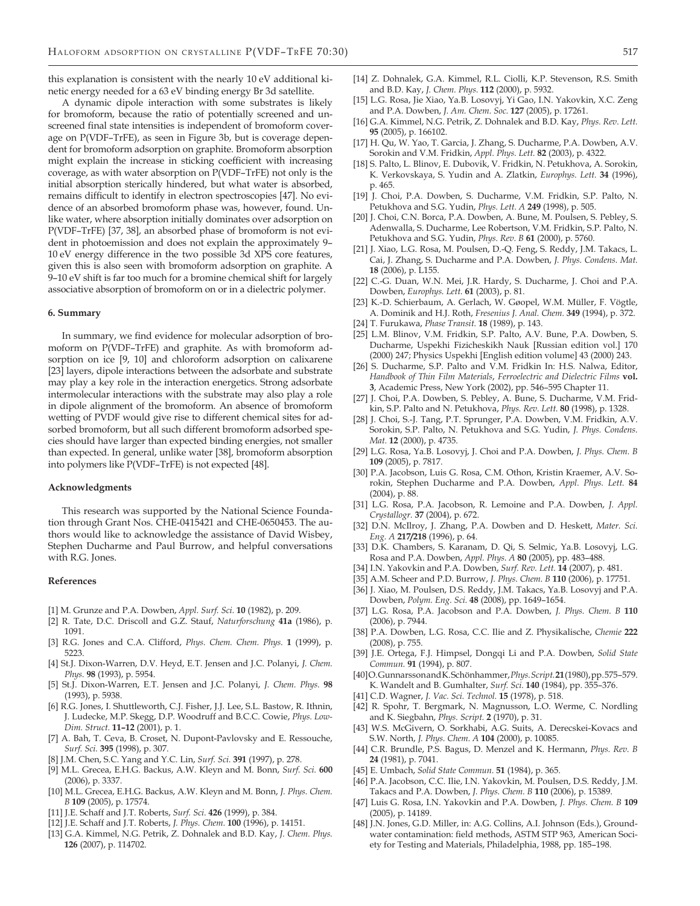this explanation is consistent with the nearly 10 eV additional kinetic energy needed for a 63 eV binding energy Br 3d satellite.

A dynamic dipole interaction with some substrates is likely for bromoform, because the ratio of potentially screened and unscreened final state intensities is independent of bromoform coverage on P(VDF–TrFE), as seen in Figure 3b, but is coverage dependent for bromoform adsorption on graphite. Bromoform absorption might explain the increase in sticking coefficient with increasing coverage, as with water absorption on P(VDF–TrFE) not only is the initial absorption sterically hindered, but what water is absorbed, remains difficult to identify in electron spectroscopies [47]. No evidence of an absorbed bromoform phase was, however, found. Unlike water, where absorption initially dominates over adsorption on P(VDF–TrFE) [37, 38], an absorbed phase of bromoform is not evident in photoemission and does not explain the approximately 9–10 eV energy difference in the two possible 3d XPS core features, given this is also seen with bromoform adsorption on graphite. A 9–10 eV shift is far too much for a bromine chemical shift for largely associative absorption of bromoform on or in a dielectric polymer.

#### 6. Summary

In summary, we find evidence for molecular adsorption of bromoform on P(VDF–TrFE) and graphite. As with bromoform adsorption on ice [9, 10] and chloroform adsorption on calixarene [23] layers, dipole interactions between the adsorbate and substrate may play a key role in the interaction energetics. Strong adsorbate intermolecular interactions with the substrate may also play a role in dipole alignment of the bromoform. An absence of bromoform wetting of PVDF would give rise to different chemical sites for adsorbed bromoform, but all such different bromoform adsorbed species should have larger than expected binding energies, not smaller than expected. In general, unlike water [38], bromoform absorption into polymers like P(VDF–TrFE) is not expected [48].

#### Acknowledgments

This research was supported by the National Science Foundation through Grant Nos. CHE-0415421 and CHE-0650453. The authors would like to acknowledge the assistance of David Wisbey, Stephen Ducharme and Paul Burrow, and helpful conversations with R.G. Jones.

#### References

- [1] M. Grunze and P.A. Dowben, *Appl. Surf. Sci.* **10** (1982), p. 209.
- [2] R. Tate, D.C. Driscoll and G.Z. Stauf, *Naturforschung* **41a** (1986), p. 1091.
- [3] R.G. Jones and C.A. Clifford, *Phys. Chem. Chem. Phys.* **1** (1999), p. 5223.
- [4] St.J. Dixon-Warren, D.V. Heyd, E.T. Jensen and J.C. Polanyi, *J. Chem. Phys.* **98** (1993), p. 5954.
- [5] St.J. Dixon-Warren, E.T. Jensen and J.C. Polanyi, *J. Chem. Phys.* **98** (1993), p. 5938.
- [6] R.G. Jones, I. Shuttleworth, C.J. Fisher, J.J. Lee, S.L. Bastow, R. Ithnin, J. Ludecke, M.P. Skegg, D.P. Woodruff and B.C.C. Cowie, *Phys. Low-Dim. Struct.* **11–12** (2001), p. 1.
- [7] A. Bah, T. Ceva, B. Croset, N. Dupont-Pavlovsky and E. Ressouche, *Surf. Sci.* **395** (1998), p. 307.
- [8] J.M. Chen, S.C. Yang and Y.C. Lin, *Surf. Sci.* **391** (1997), p. 278.
- [9] M.L. Grecea, E.H.G. Backus, A.W. Kleyn and M. Bonn, *Surf. Sci.* **600** (2006), p. 3337.
- [10] M.L. Grecea, E.H.G. Backus, A.W. Kleyn and M. Bonn, *J. Phys. Chem. B* **109** (2005), p. 17574.
- [11] J.E. Schaff and J.T. Roberts, *Surf. Sci.* **426** (1999), p. 384.
- [12] J.E. Schaff and J.T. Roberts, *J. Phys. Chem.* **100** (1996), p. 14151.
- [13] G.A. Kimmel, N.G. Petrik, Z. Dohnalek and B.D. Kay, *J. Chem. Phys.* **126** (2007), p. 114702.
- [14] Z. Dohnalek, G.A. Kimmel, R.L. Ciolli, K.P. Stevenson, R.S. Smith and B.D. Kay, *J. Chem. Phys.* **112** (2000), p. 5932.
- [15] L.G. Rosa, Jie Xiao, Ya.B. Losovyj, Yi Gao, I.N. Yakovkin, X.C. Zeng and P.A. Dowben, *J. Am. Chem. Soc.* **127** (2005), p. 17261.
- [16] G.A. Kimmel, N.G. Petrik, Z. Dohnalek and B.D. Kay, *Phys. Rev. Lett.* **95** (2005), p. 166102.
- [17] H. Qu, W. Yao, T. Garcia, J. Zhang, S. Ducharme, P.A. Dowben, A.V. Sorokin and V.M. Fridkin, *Appl. Phys. Lett.* **82** (2003), p. 4322.
- [18] S. Palto, L. Blinov, E. Dubovik, V. Fridkin, N. Petukhova, A. Sorokin, K. Verkovskaya, S. Yudin and A. Zlatkin, *Europhys. Lett.* **34** (1996), p. 465.
- [19] J. Choi, P.A. Dowben, S. Ducharme, V.M. Fridkin, S.P. Palto, N. Petukhova and S.G. Yudin, *Phys. Lett. A* **249** (1998), p. 505.
- [20] J. Choi, C.N. Borca, P.A. Dowben, A. Bune, M. Poulsen, S. Pebley, S. Adenwalla, S. Ducharme, Lee Robertson, V.M. Fridkin, S.P. Palto, N. Petukhova and S.G. Yudin, *Phys. Rev. B* **61** (2000), p. 5760.
- [21] J. Xiao, L.G. Rosa, M. Poulsen, D.-Q. Feng, S. Reddy, J.M. Takacs, L. Cai, J. Zhang, S. Ducharme and P.A. Dowben, *J. Phys. Condens. Mat.* **18** (2006), p. L155.
- [22] C.-G. Duan, W.N. Mei, J.R. Hardy, S. Ducharme, J. Choi and P.A. Dowben, *Europhys. Lett.* **61** (2003), p. 81.
- [23] K.-D. Schierbaum, A. Gerlach, W. Gøopel, W.M. Müller, F. Vögtle, A. Dominik and H.J. Roth, *Fresenius J. Anal. Chem.* **349** (1994), p. 372.
- [24] T. Furukawa, *Phase Transit.* **18** (1989), p. 143.
- [25] L.M. Blinov, V.M. Fridkin, S.P. Palto, A.V. Bune, P.A. Dowben, S. Ducharme, Uspekhi Fizicheskikh Nauk [Russian edition vol.] 170 (2000) 247; Physics Uspekhi [English edition volume] 43 (2000) 243.
- [26] S. Ducharme, S.P. Palto and V.M. Fridkin In: H.S. Nalwa, Editor, *Handbook of Thin Film Materials*, *Ferroelectric and Dielectric Films* **vol. 3**, Academic Press, New York (2002), pp. 546–595 Chapter 11.
- [27] J. Choi, P.A. Dowben, S. Pebley, A. Bune, S. Ducharme, V.M. Fridkin, S.P. Palto and N. Petukhova, *Phys. Rev. Lett.* **80** (1998), p. 1328.
- [28] J. Choi, S.-J. Tang, P.T. Sprunger, P.A. Dowben, V.M. Fridkin, A.V. Sorokin, S.P. Palto, N. Petukhova and S.G. Yudin, *J. Phys. Condens. Mat.* **12** (2000), p. 4735.
- [29] L.G. Rosa, Ya.B. Losovyj, J. Choi and P.A. Dowben, *J. Phys. Chem. B* **109** (2005), p. 7817.
- [30] P.A. Jacobson, Luis G. Rosa, C.M. Othon, Kristin Kraemer, A.V. Sorokin, Stephen Ducharme and P.A. Dowben, *Appl. Phys. Lett.* **84** (2004), p. 88.
- [31] L.G. Rosa, P.A. Jacobson, R. Lemoine and P.A. Dowben, *J. Appl. Crystallogr.* **37** (2004), p. 672.
- [32] D.N. McIlroy, J. Zhang, P.A. Dowben and D. Heskett, *Mater. Sci. Eng. A* **217/218** (1996), p. 64.
- [33] D.K. Chambers, S. Karanam, D. Qi, S. Selmic, Ya.B. Losovyj, L.G. Rosa and P.A. Dowben, *Appl. Phys. A* **80** (2005), pp. 483–488.
- [34] I.N. Yakovkin and P.A. Dowben, *Surf. Rev. Lett.* **14** (2007), p. 481.
- [35] A.M. Scheer and P.D. Burrow, *J. Phys. Chem. B* **110** (2006), p. 17751.
- [36] J. Xiao, M. Poulsen, D.S. Reddy, J.M. Takacs, Ya.B. Losovyj and P.A. Dowben, *Polym. Eng. Sci.* **48** (2008), pp. 1649–1654.
- [37] L.G. Rosa, P.A. Jacobson and P.A. Dowben, *J. Phys. Chem. B* **110** (2006), p. 7944.
- [38] P.A. Dowben, L.G. Rosa, C.C. Ilie and Z. Physikalische, *Chemie* **222** (2008), p. 755.
- [39] J.E. Ortega, F.J. Himpsel, Dongqi Li and P.A. Dowben, *Solid State Commun.* **91** (1994), p. 807.
- [40] O. Gunnarsson and K. Schönhammer, *Phys. Script.* **21** (1980), pp. 575–579. K. Wandelt and B. Gumhalter, *Surf. Sci.* **140** (1984), pp. 355–376.
- [41] C.D. Wagner, *J. Vac. Sci. Technol.* **15** (1978), p. 518.
- [42] R. Spohr, T. Bergmark, N. Magnusson, L.O. Werme, C. Nordling and K. Siegbahn, *Phys. Script.* **2** (1970), p. 31.
- [43] W.S. McGivern, O. Sorkhabi, A.G. Suits, A. Derecskei-Kovacs and S.W. North, *J. Phys. Chem. A* **104** (2000), p. 10085.
- [44] C.R. Brundle, P.S. Bagus, D. Menzel and K. Hermann, *Phys. Rev. B* **24** (1981), p. 7041.
- [45] E. Umbach, *Solid State Commun.* **51** (1984), p. 365.
- [46] P.A. Jacobson, C.C. Ilie, I.N. Yakovkin, M. Poulsen, D.S. Reddy, J.M. Takacs and P.A. Dowben, *J. Phys. Chem. B* **110** (2006), p. 15389.
- [47] Luis G. Rosa, I.N. Yakovkin and P.A. Dowben, *J. Phys. Chem. B* **109** (2005), p. 14189.
- [48] J.N. Jones, G.D. Miller, in: A.G. Collins, A.I. Johnson (Eds.), Groundwater contamination: field methods, ASTM STP 963, American Society for Testing and Materials, Philadelphia, 1988, pp. 185–198.